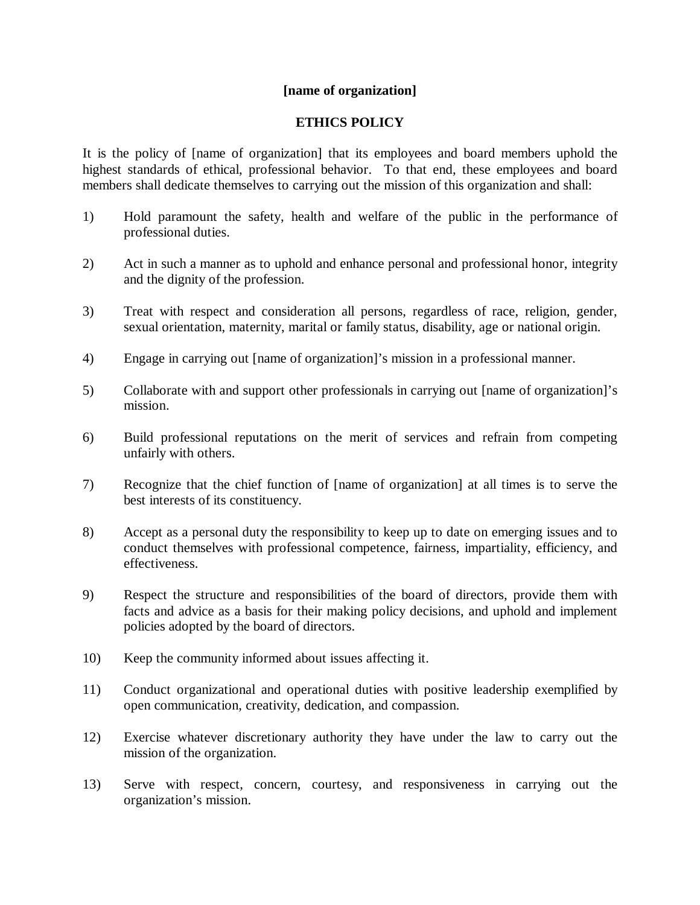**[name of organization]**

**ETHICS POLICY**

It is the policy of [name of organization] that its employees and board members uphold the highest standards of ethical, professional behavior. To that end, these employees and board members shall dedicate themselves to carrying out the mission of this organization and shall:

1) Hold paramount the safety, health and welfare of the public in the performance of professional duties.

2) Act in such a manner as to uphold and enhance personal and professional honor, integrity and the dignity of the profession.

3) Treat with respect and consideration all persons, regardless of race, religion, gender, sexual orientation, maternity, marital or family status, disability, age or national origin.

4) Engage in carrying out [name of organization]'s mission in a professional manner.

5) Collaborate with and support other professionals in carrying out [name of organization]'s mission.

6) Build professional reputations on the merit of services and refrain from competing unfairly with others.

7) Recognize that the chief function of [name of organization] at all times is to serve the best interests of its constituency.

8) Accept as a personal duty the responsibility to keep up to date on emerging issues and to conduct themselves with professional competence, fairness, impartiality, efficiency, and effectiveness.

9) Respect the structure and responsibilities of the board of directors, provide them with facts and advice as a basis for their making policy decisions, and uphold and implement policies adopted by the board of directors.

10) Keep the community informed about issues affecting it.

11) Conduct organizational and operational duties with positive leadership exemplified by open communication, creativity, dedication, and compassion.

12) Exercise whatever discretionary authority they have under the law to carry out the mission of the organization.

13) Serve with respect, concern, courtesy, and responsiveness in carrying out the organization's mission.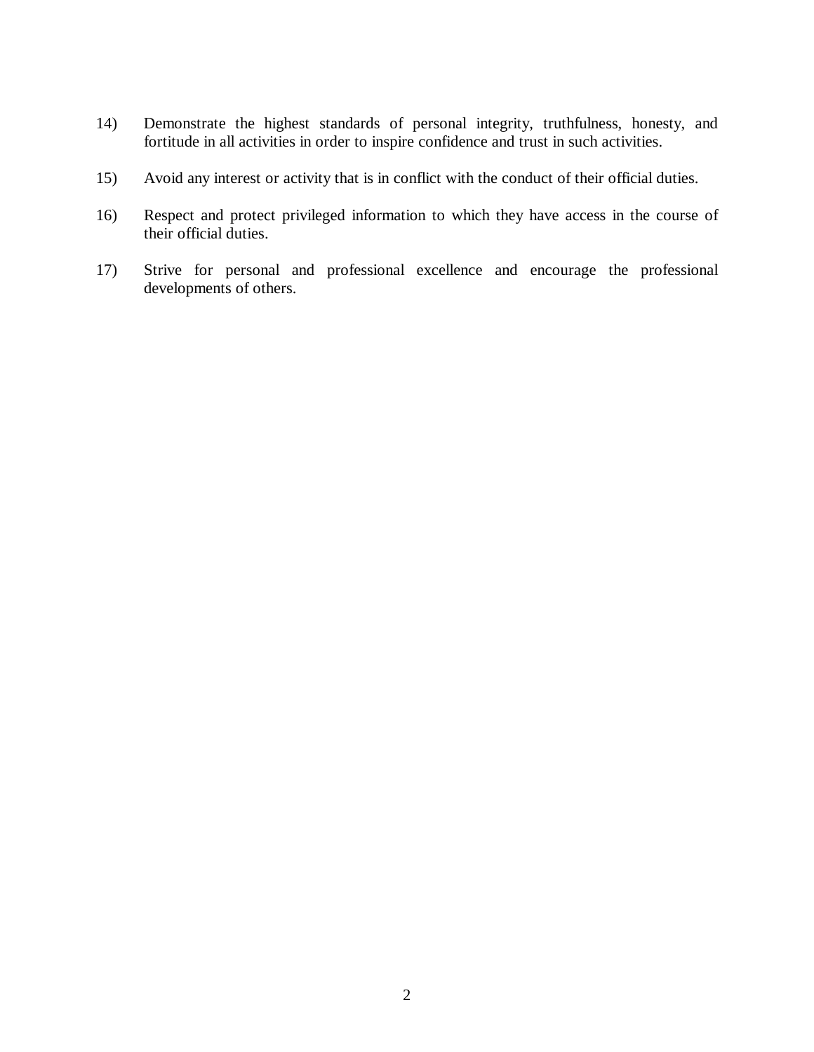14) Demonstrate the highest standards of personal integrity, truthfulness, honesty, and fortitude in all activities in order to inspire confidence and trust in such activities.

15) Avoid any interest or activity that is in conflict with the conduct of their official duties.

16) Respect and protect privileged information to which they have access in the course of their official duties.

17) Strive for personal and professional excellence and encourage the professional developments of others.